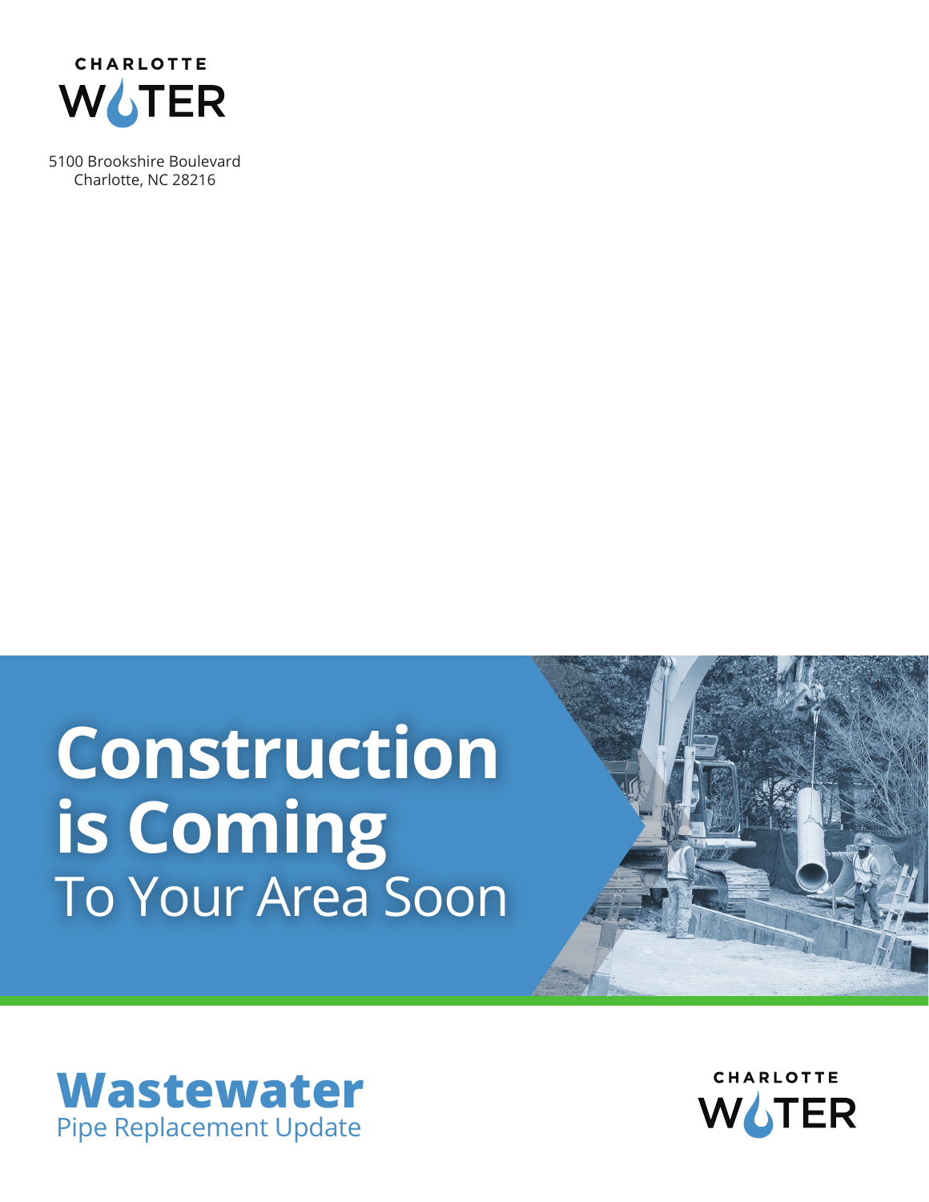CHARLOTTE WATER

5100 Brookshire Boulevard
Charlotte, NC 28216

# Construction is Coming
## To Your Area Soon

# Wastewater
## Pipe Replacement Update

CHARLOTTE WATER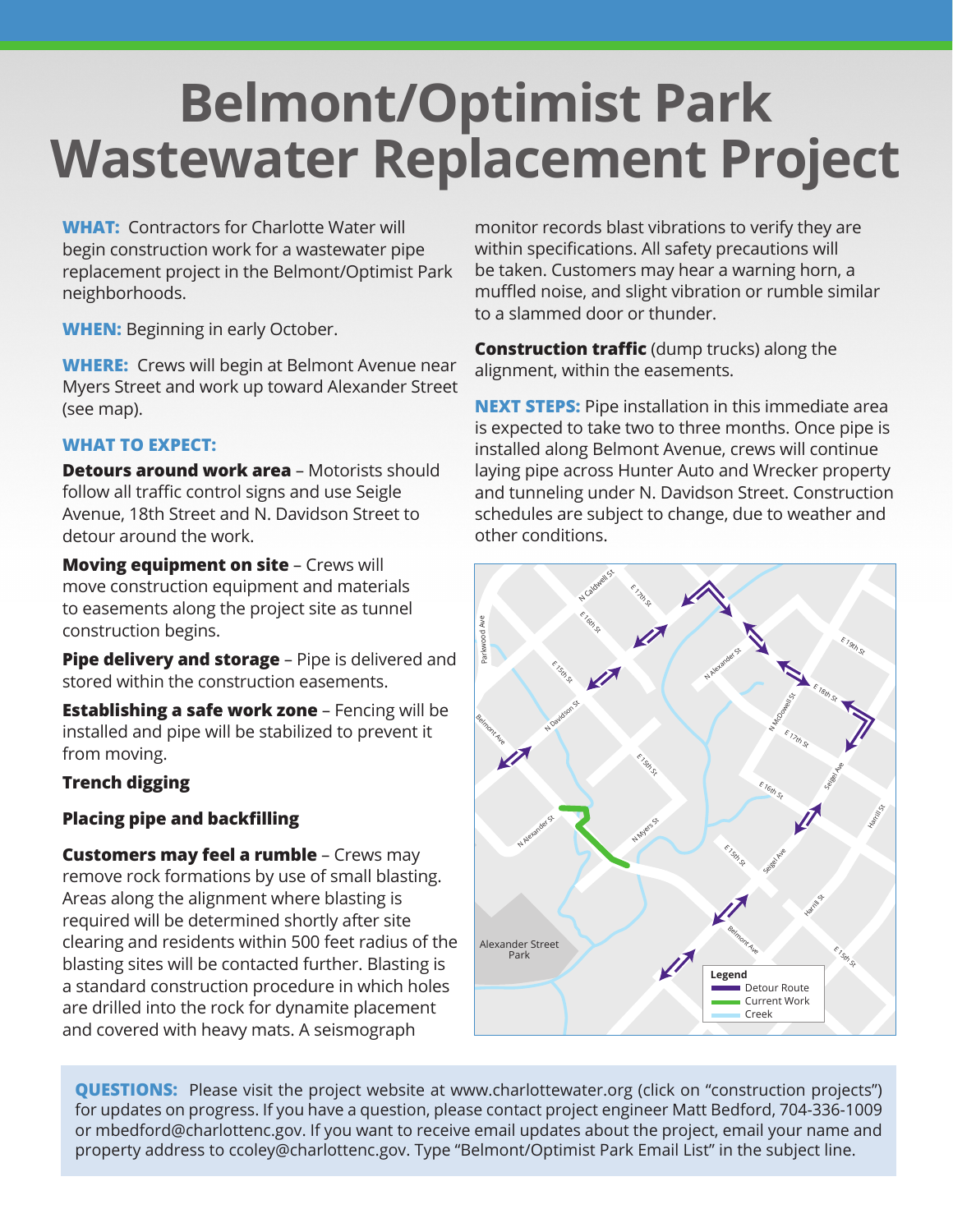# Belmont/Optimist Park Wastewater Replacement Project

**WHAT:** Contractors for Charlotte Water will begin construction work for a wastewater pipe replacement project in the Belmont/Optimist Park neighborhoods.

**WHEN:** Beginning in early October.

**WHERE:** Crews will begin at Belmont Avenue near Myers Street and work up toward Alexander Street (see map).

### WHAT TO EXPECT:

**Detours around work area** – Motorists should follow all traffic control signs and use Seigle Avenue, 18th Street and N. Davidson Street to detour around the work.

**Moving equipment on site** – Crews will move construction equipment and materials to easements along the project site as tunnel construction begins.

**Pipe delivery and storage** – Pipe is delivered and stored within the construction easements.

**Establishing a safe work zone** – Fencing will be installed and pipe will be stabilized to prevent it from moving.

**Trench digging**

**Placing pipe and backfilling**

**Customers may feel a rumble** – Crews may remove rock formations by use of small blasting. Areas along the alignment where blasting is required will be determined shortly after site clearing and residents within 500 feet radius of the blasting sites will be contacted further. Blasting is a standard construction procedure in which holes are drilled into the rock for dynamite placement and covered with heavy mats. A seismograph monitor records blast vibrations to verify they are within specifications. All safety precautions will be taken. Customers may hear a warning horn, a muffled noise, and slight vibration or rumble similar to a slammed door or thunder.

**Construction traffic** (dump trucks) along the alignment, within the easements.

**NEXT STEPS:** Pipe installation in this immediate area is expected to take two to three months. Once pipe is installed along Belmont Avenue, crews will continue laying pipe across Hunter Auto and Wrecker property and tunneling under N. Davidson Street. Construction schedules are subject to change, due to weather and other conditions.

N Caldwell St
E 17th St
E 16th St
Parkwood Ave
E 15th St
E 19th St
N Alexander St
E 18th St
N Davidson St
Belmont Ave
N McDowell St
E 17th St
E 15th St
Seigel Ave
E 16th St
Harrill St
N Alexander St
N Myers St
E 15th St
Seigel Ave
Harrill St
Belmont Ave
Alexander Street Park
E 15th St

Legend
Detour Route
Current Work
Creek

**QUESTIONS:** Please visit the project website at www.charlottewater.org (click on "construction projects") for updates on progress. If you have a question, please contact project engineer Matt Bedford, 704-336-1009 or mbedford@charlottenc.gov. If you want to receive email updates about the project, email your name and property address to ccoley@charlottenc.gov. Type "Belmont/Optimist Park Email List" in the subject line.